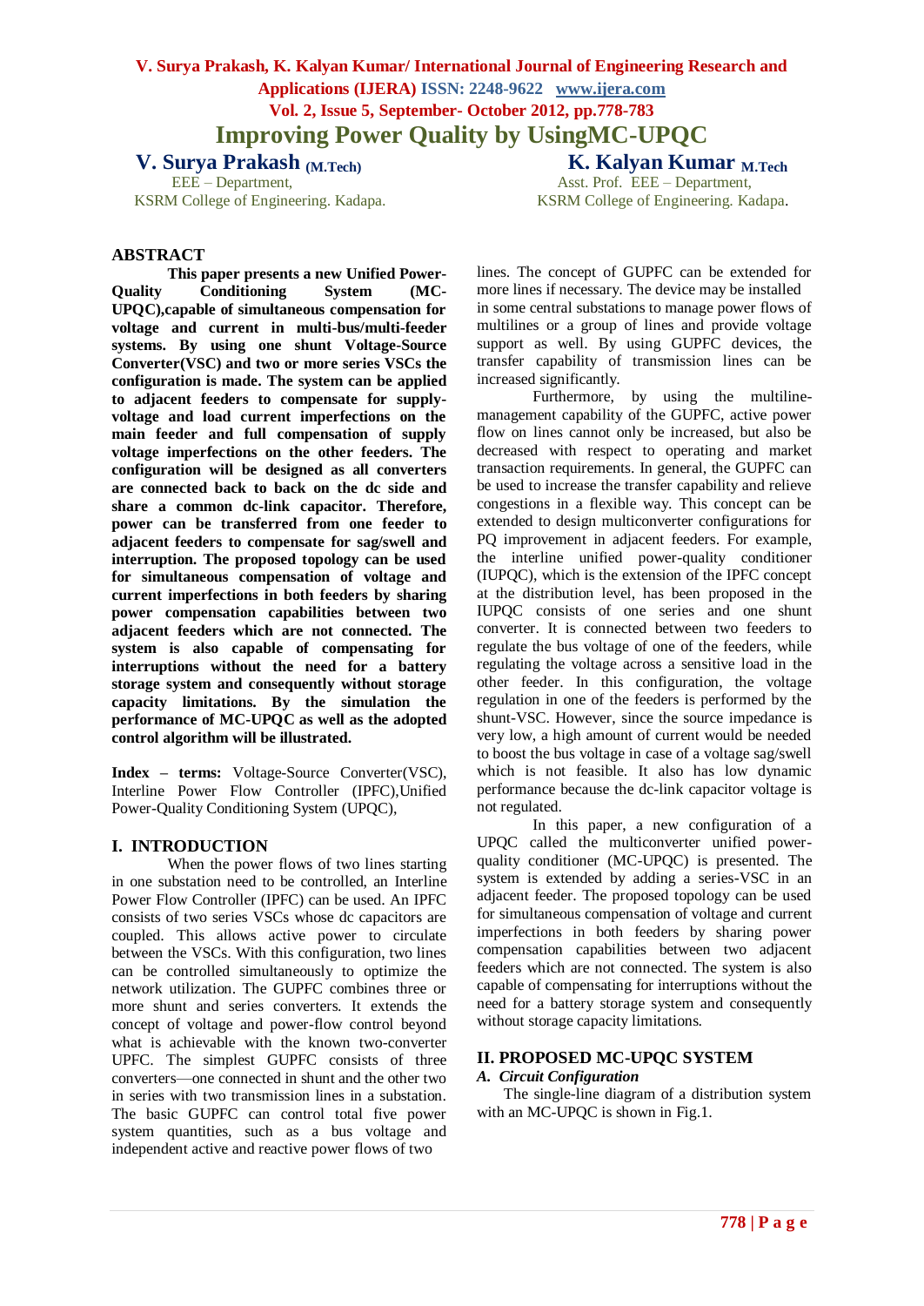# Improving Power Quality by UsingMC-UPQC

**V. Surya Prakash** (M.Tech)
EEE – Department,
KSRM College of Engineering. Kadapa.

**K. Kalyan Kumar** M.Tech
Asst. Prof. EEE – Department,
KSRM College of Engineering. Kadapa.

## ABSTRACT

**This paper presents a new Unified Power-Quality Conditioning System (MC-UPQC),capable of simultaneous compensation for voltage and current in multi-bus/multi-feeder systems. By using one shunt Voltage-Source Converter(VSC) and two or more series VSCs the configuration is made. The system can be applied to adjacent feeders to compensate for supply-voltage and load current imperfections on the main feeder and full compensation of supply voltage imperfections on the other feeders. The configuration will be designed as all converters are connected back to back on the dc side and share a common dc-link capacitor. Therefore, power can be transferred from one feeder to adjacent feeders to compensate for sag/swell and interruption. The proposed topology can be used for simultaneous compensation of voltage and current imperfections in both feeders by sharing power compensation capabilities between two adjacent feeders which are not connected. The system is also capable of compensating for interruptions without the need for a battery storage system and consequently without storage capacity limitations. By the simulation the performance of MC-UPQC as well as the adopted control algorithm will be illustrated.**

**Index – terms:** Voltage-Source Converter(VSC), Interline Power Flow Controller (IPFC),Unified Power-Quality Conditioning System (UPQC),

## I. INTRODUCTION

When the power flows of two lines starting in one substation need to be controlled, an Interline Power Flow Controller (IPFC) can be used. An IPFC consists of two series VSCs whose dc capacitors are coupled. This allows active power to circulate between the VSCs. With this configuration, two lines can be controlled simultaneously to optimize the network utilization. The GUPFC combines three or more shunt and series converters. It extends the concept of voltage and power-flow control beyond what is achievable with the known two-converter UPFC. The simplest GUPFC consists of three converters—one connected in shunt and the other two in series with two transmission lines in a substation. The basic GUPFC can control total five power system quantities, such as a bus voltage and independent active and reactive power flows of two lines. The concept of GUPFC can be extended for more lines if necessary. The device may be installed in some central substations to manage power flows of multilines or a group of lines and provide voltage support as well. By using GUPFC devices, the transfer capability of transmission lines can be increased significantly.

Furthermore, by using the multiline-management capability of the GUPFC, active power flow on lines cannot only be increased, but also be decreased with respect to operating and market transaction requirements. In general, the GUPFC can be used to increase the transfer capability and relieve congestions in a flexible way. This concept can be extended to design multiconverter configurations for PQ improvement in adjacent feeders. For example, the interline unified power-quality conditioner (IUPQC), which is the extension of the IPFC concept at the distribution level, has been proposed in the IUPQC consists of one series and one shunt converter. It is connected between two feeders to regulate the bus voltage of one of the feeders, while regulating the voltage across a sensitive load in the other feeder. In this configuration, the voltage regulation in one of the feeders is performed by the shunt-VSC. However, since the source impedance is very low, a high amount of current would be needed to boost the bus voltage in case of a voltage sag/swell which is not feasible. It also has low dynamic performance because the dc-link capacitor voltage is not regulated.

In this paper, a new configuration of a UPQC called the multiconverter unified power-quality conditioner (MC-UPQC) is presented. The system is extended by adding a series-VSC in an adjacent feeder. The proposed topology can be used for simultaneous compensation of voltage and current imperfections in both feeders by sharing power compensation capabilities between two adjacent feeders which are not connected. The system is also capable of compensating for interruptions without the need for a battery storage system and consequently without storage capacity limitations.

## II. PROPOSED MC-UPQC SYSTEM

### *A. Circuit Configuration*

The single-line diagram of a distribution system with an MC-UPQC is shown in Fig.1.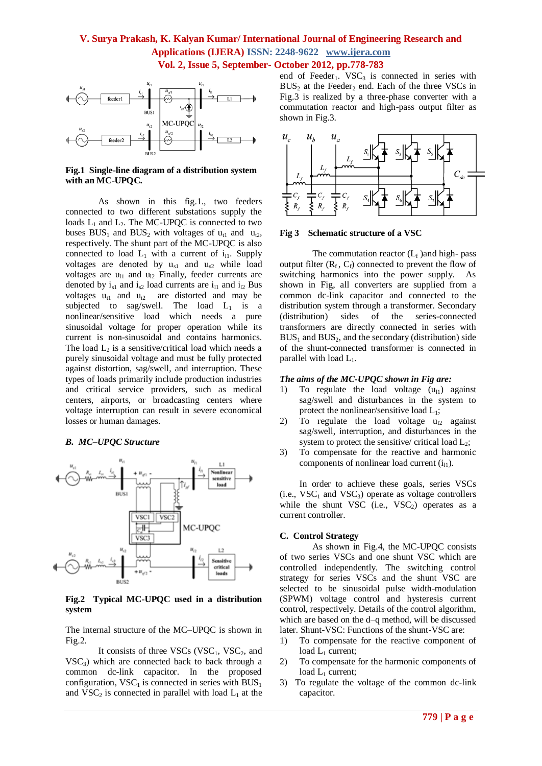**Fig.1 Single-line diagram of a distribution system with an MC-UPQC.**

As shown in this fig.1., two feeders connected to two different substations supply the loads $L_1$ and $L_2$. The MC-UPQC is connected to two buses $BUS_1$ and $BUS_2$ with voltages of $u_{t1}$ and $u_{t2}$, respectively. The shunt part of the MC-UPQC is also connected to load $L_1$ with a current of $i_{l1}$. Supply voltages are denoted by $u_{s1}$ and $u_{s2}$ while load voltages are $u_{l1}$ and $u_{l2}$ Finally, feeder currents are denoted by $i_{s1}$ and $i_{s2}$ load currents are $i_{l1}$ and $i_{l2}$ Bus voltages $u_{t1}$ and $u_{t2}$ are distorted and may be subjected to sag/swell. The load $L_1$ is a nonlinear/sensitive load which needs a pure sinusoidal voltage for proper operation while its current is non-sinusoidal and contains harmonics. The load $L_2$ is a sensitive/critical load which needs a purely sinusoidal voltage and must be fully protected against distortion, sag/swell, and interruption. These types of loads primarily include production industries and critical service providers, such as medical centers, airports, or broadcasting centers where voltage interruption can result in severe economical losses or human damages.

### *B. MC–UPQC Structure*

**Fig.2 Typical MC-UPQC used in a distribution system**

The internal structure of the MC–UPQC is shown in Fig.2.

It consists of three VSCs ($VSC_1$, $VSC_2$, and $VSC_3$) which are connected back to back through a common dc-link capacitor. In the proposed configuration, $VSC_1$ is connected in series with $BUS_1$ and $VSC_2$ is connected in parallel with load $L_1$ at the end of $Feeder_1$. $VSC_3$ is connected in series with $BUS_2$ at the $Feeder_2$ end. Each of the three VSCs in Fig.3 is realized by a three-phase converter with a commutation reactor and high-pass output filter as shown in Fig.3.

**Fig 3 Schematic structure of a VSC**

The commutation reactor ($L_f$ )and high- pass output filter ($R_f$ , $C_f$) connected to prevent the flow of switching harmonics into the power supply. As shown in Fig, all converters are supplied from a common dc-link capacitor and connected to the distribution system through a transformer. Secondary (distribution) sides of the series-connected transformers are directly connected in series with $BUS_1$ and $BUS_2$, and the secondary (distribution) side of the shunt-connected transformer is connected in parallel with load $L_1$.

***The aims of the MC-UPQC shown in Fig are:***

1) To regulate the load voltage ($u_{l1}$) against sag/swell and disturbances in the system to protect the nonlinear/sensitive load $L_1$;
2) To regulate the load voltage $u_{l2}$ against sag/swell, interruption, and disturbances in the system to protect the sensitive/ critical load $L_2$;
3) To compensate for the reactive and harmonic components of nonlinear load current ($i_{l1}$).

In order to achieve these goals, series VSCs (i.e., $VSC_1$ and $VSC_3$) operate as voltage controllers while the shunt VSC (i.e., $VSC_2$) operates as a current controller.

### C. Control Strategy

As shown in Fig.4, the MC-UPQC consists of two series VSCs and one shunt VSC which are controlled independently. The switching control strategy for series VSCs and the shunt VSC are selected to be sinusoidal pulse width-modulation (SPWM) voltage control and hysteresis current control, respectively. Details of the control algorithm, which are based on the d–q method, will be discussed later. Shunt-VSC: Functions of the shunt-VSC are:

1) To compensate for the reactive component of load $L_1$ current;
2) To compensate for the harmonic components of load $L_1$ current;
3) To regulate the voltage of the common dc-link capacitor.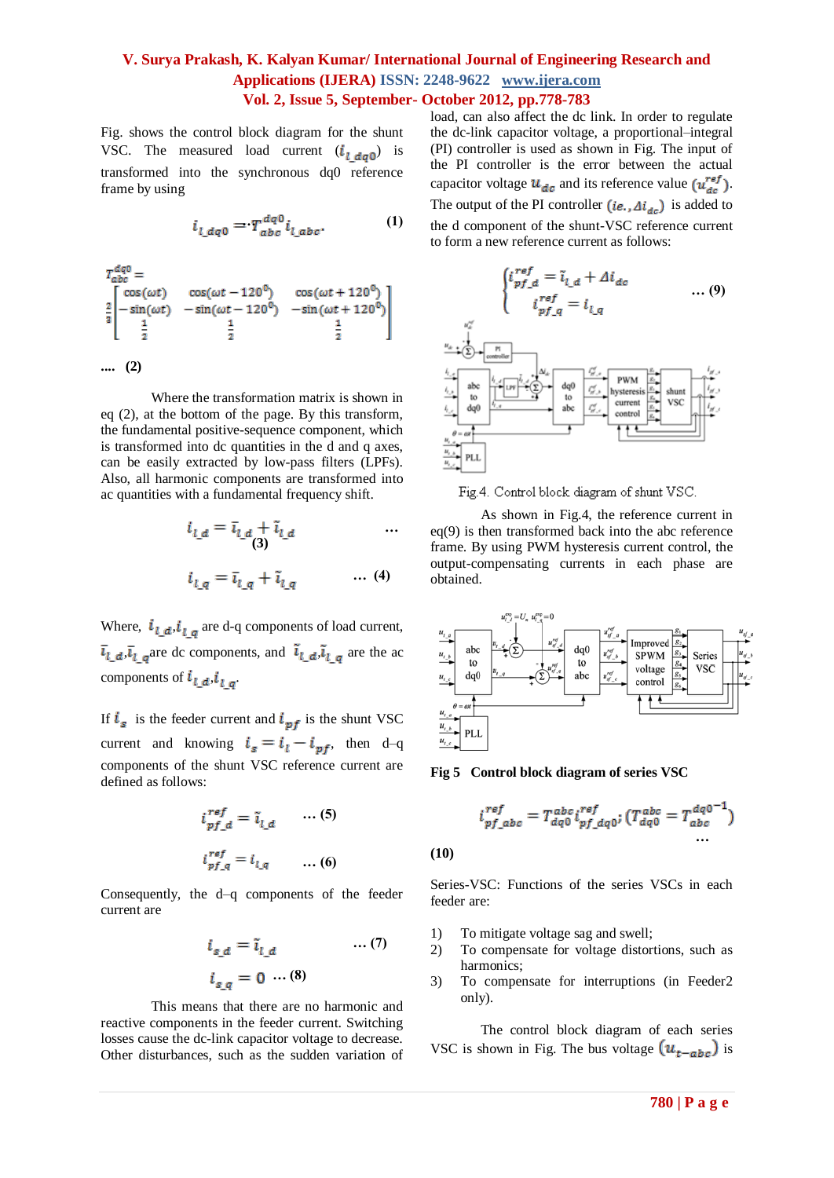Fig. shows the control block diagram for the shunt VSC. The measured load current ($i_{l\_dq0}$) is transformed into the synchronous dq0 reference frame by using

$$i_{l\_dq0} = T_{abc}^{dq0} i_{l\_abc}. \quad (1)$$

$$T_{abc}^{dq0} = \frac{2}{3}\begin{bmatrix} \cos(\omega t) & \cos(\omega t - 120^0) & \cos(\omega t + 120^0) \\ -\sin(\omega t) & -\sin(\omega t - 120^0) & -\sin(\omega t + 120^0) \\ \frac{1}{2} & \frac{1}{2} & \frac{1}{2} \end{bmatrix} \quad .... (2)$$

Where the transformation matrix is shown in eq (2), at the bottom of the page. By this transform, the fundamental positive-sequence component, which is transformed into dc quantities in the d and q axes, can be easily extracted by low-pass filters (LPFs). Also, all harmonic components are transformed into ac quantities with a fundamental frequency shift.

$$i_{l\_d} = \bar{i}_{l\_d} + \tilde{i}_{l\_d} \quad ... (3)$$

$$i_{l\_q} = \bar{i}_{l\_q} + \tilde{i}_{l\_q} \quad ... (4)$$

Where, $i_{l\_d}, i_{l\_q}$ are d-q components of load current, $\bar{i}_{l\_d}, \bar{i}_{l\_q}$ are dc components, and $\tilde{i}_{l\_d}, \tilde{i}_{l\_q}$ are the ac components of $i_{l\_d}, i_{l\_q}$.

If $i_s$ is the feeder current and $i_{pf}$ is the shunt VSC current and knowing $i_s = i_l - i_{pf}$, then d–q components of the shunt VSC reference current are defined as follows:

$$i_{pf\_d}^{ref} = \tilde{i}_{l\_d} \quad ... (5)$$

$$i_{pf\_q}^{ref} = i_{l\_q} \quad ... (6)$$

Consequently, the d–q components of the feeder current are

$$i_{s\_d} = \bar{i}_{l\_d} \quad ... (7)$$

$$i_{s\_q} = 0 \quad ... (8)$$

This means that there are no harmonic and reactive components in the feeder current. Switching losses cause the dc-link capacitor voltage to decrease. Other disturbances, such as the sudden variation of load, can also affect the dc link. In order to regulate the dc-link capacitor voltage, a proportional–integral (PI) controller is used as shown in Fig. The input of the PI controller is the error between the actual capacitor voltage $u_{dc}$ and its reference value ($u_{dc}^{ref}$). The output of the PI controller ($ie., \Delta i_{dc}$) is added to the d component of the shunt-VSC reference current to form a new reference current as follows:

$$\begin{cases} i_{pf\_d}^{ref} = \tilde{i}_{l\_d} + \Delta i_{dc} \\ i_{pf\_q}^{ref} = i_{l\_q} \end{cases} \quad ... (9)$$

Fig.4. Control block diagram of shunt VSC.

As shown in Fig.4, the reference current in eq(9) is then transformed back into the abc reference frame. By using PWM hysteresis current control, the output-compensating currents in each phase are obtained.

**Fig 5 Control block diagram of series VSC**

$$i_{pf\_abc}^{ref} = T_{dq0}^{abc} i_{pf\_dq0}^{ref}; \left(T_{dq0}^{abc} = T_{abc}^{dq0^{-1}}\right) \quad ... (10)$$

Series-VSC: Functions of the series VSCs in each feeder are:

1) To mitigate voltage sag and swell;
2) To compensate for voltage distortions, such as harmonics;
3) To compensate for interruptions (in Feeder2 only).

The control block diagram of each series VSC is shown in Fig. The bus voltage ($u_{t-abc}$) is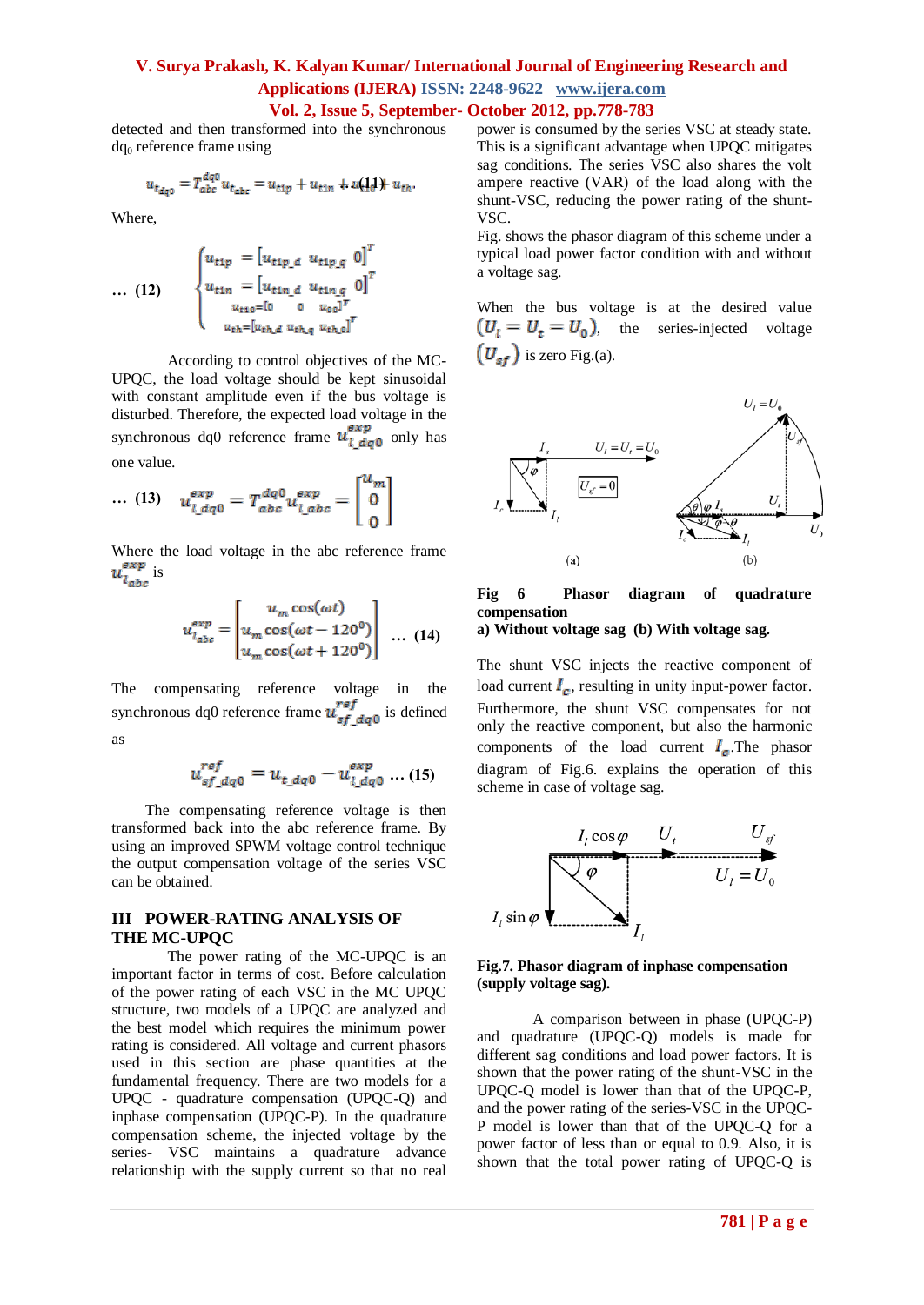detected and then transformed into the synchronous $dq_0$ reference frame using

$$u_{t_{dq0}} = T_{abc}^{dq0} u_{t_{abc}} = u_{t1p} + u_{t1n} + u_{t10} + u_{th}. \quad (11)$$

Where,

$$\begin{cases} u_{t1p} = [u_{t1p\_d} \ \ u_{t1p\_q} \ \ 0]^T \\ u_{t1n} = [u_{t1n\_d} \ \ u_{t1n\_q} \ \ 0]^T \\ u_{t10} = [0 \ \ 0 \ \ u_{00}]^T \\ u_{th} = [u_{th\_d} \ \ u_{th\_q} \ \ u_{th\_0}]^T \end{cases} \quad \dots (12)$$

According to control objectives of the MC-UPQC, the load voltage should be kept sinusoidal with constant amplitude even if the bus voltage is disturbed. Therefore, the expected load voltage in the synchronous dq0 reference frame $u_{l\_dq0}^{exp}$ only has one value.

$$u_{l\_dq0}^{exp} = T_{abc}^{dq0} u_{l\_abc}^{exp} = \begin{bmatrix} u_m \\ 0 \\ 0 \end{bmatrix} \quad \dots (13)$$

Where the load voltage in the abc reference frame $u_{l_{abc}}^{exp}$ is

$$u_{l_{abc}}^{exp} = \begin{bmatrix} u_m \cos(\omega t) \\ u_m \cos(\omega t - 120^0) \\ u_m \cos(\omega t + 120^0) \end{bmatrix} \quad \dots (14)$$

The compensating reference voltage in the synchronous dq0 reference frame $u_{sf\_dq0}^{ref}$ is defined as

$$u_{sf\_dq0}^{ref} = u_{t\_dq0} - u_{l\_dq0}^{exp} \quad \dots (15)$$

The compensating reference voltage is then transformed back into the abc reference frame. By using an improved SPWM voltage control technique the output compensation voltage of the series VSC can be obtained.

## III POWER-RATING ANALYSIS OF THE MC-UPQC

The power rating of the MC-UPQC is an important factor in terms of cost. Before calculation of the power rating of each VSC in the MC UPQC structure, two models of a UPQC are analyzed and the best model which requires the minimum power rating is considered. All voltage and current phasors used in this section are phase quantities at the fundamental frequency. There are two models for a UPQC - quadrature compensation (UPQC-Q) and inphase compensation (UPQC-P). In the quadrature compensation scheme, the injected voltage by the series- VSC maintains a quadrature advance relationship with the supply current so that no real power is consumed by the series VSC at steady state. This is a significant advantage when UPQC mitigates sag conditions. The series VSC also shares the volt ampere reactive (VAR) of the load along with the shunt-VSC, reducing the power rating of the shunt-VSC.

Fig. shows the phasor diagram of this scheme under a typical load power factor condition with and without a voltage sag.

When the bus voltage is at the desired value $(U_l = U_t = U_0)$, the series-injected voltage $(U_{sf})$ is zero Fig.(a).

**Fig 6 Phasor diagram of quadrature compensation**
**a) Without voltage sag (b) With voltage sag.**

The shunt VSC injects the reactive component of load current $I_c$, resulting in unity input-power factor. Furthermore, the shunt VSC compensates for not only the reactive component, but also the harmonic components of the load current $I_c$.The phasor diagram of Fig.6. explains the operation of this scheme in case of voltage sag.

**Fig.7. Phasor diagram of inphase compensation (supply voltage sag).**

A comparison between in phase (UPQC-P) and quadrature (UPQC-Q) models is made for different sag conditions and load power factors. It is shown that the power rating of the shunt-VSC in the UPQC-Q model is lower than that of the UPQC-P, and the power rating of the series-VSC in the UPQC-P model is lower than that of the UPQC-Q for a power factor of less than or equal to 0.9. Also, it is shown that the total power rating of UPQC-Q is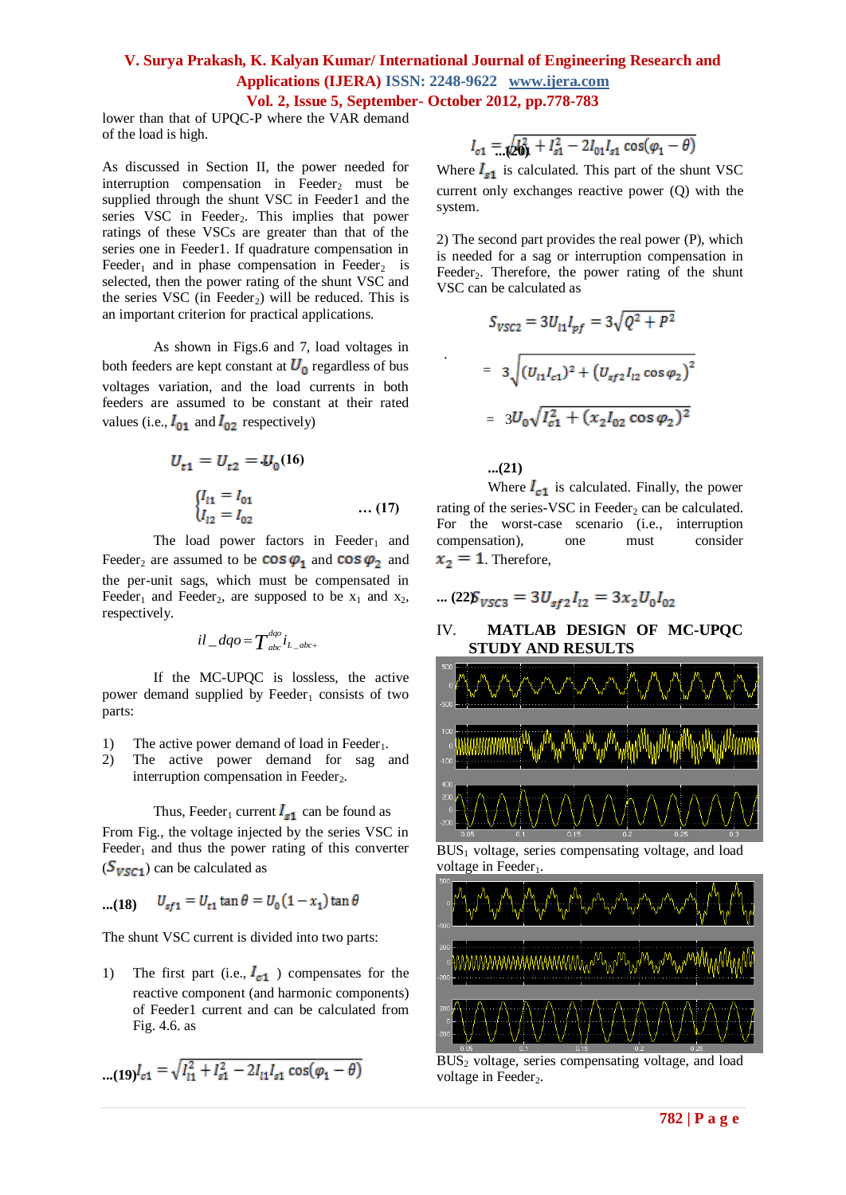lower than that of UPQC-P where the VAR demand of the load is high.

As discussed in Section II, the power needed for interruption compensation in Feeder$_2$ must be supplied through the shunt VSC in Feeder1 and the series VSC in Feeder$_2$. This implies that power ratings of these VSCs are greater than that of the series one in Feeder1. If quadrature compensation in Feeder$_1$ and in phase compensation in Feeder$_2$ is selected, then the power rating of the shunt VSC and the series VSC (in Feeder$_2$) will be reduced. This is an important criterion for practical applications.

As shown in Figs.6 and 7, load voltages in both feeders are kept constant at $U_0$ regardless of bus voltages variation, and the load currents in both feeders are assumed to be constant at their rated values (i.e., $I_{01}$ and $I_{02}$ respectively)

$$U_{t1} = U_{t2} = U_0 \quad (16)$$

$$\begin{cases} I_{l1} = I_{01} \\ I_{l2} = I_{02} \end{cases} \quad \ldots (17)$$

The load power factors in Feeder$_1$ and Feeder$_2$ are assumed to be $\cos\varphi_1$ and $\cos\varphi_2$ and the per-unit sags, which must be compensated in Feeder$_1$ and Feeder$_2$, are supposed to be $x_1$ and $x_2$, respectively.

$$il\_dqo = T_{abc}^{dqo} i_{L\_abc+}$$

If the MC-UPQC is lossless, the active power demand supplied by Feeder$_1$ consists of two parts:

1) The active power demand of load in Feeder$_1$.
2) The active power demand for sag and interruption compensation in Feeder$_2$.

Thus, Feeder$_1$ current $I_{s1}$ can be found as

From Fig., the voltage injected by the series VSC in Feeder$_1$ and thus the power rating of this converter ($S_{VSC1}$) can be calculated as

$$U_{sf1} = U_{t1} \tan\theta = U_0 (1 - x_1) \tan\theta \quad \ldots (18)$$

The shunt VSC current is divided into two parts:

1) The first part (i.e., $I_{c1}$ ) compensates for the reactive component (and harmonic components) of Feeder1 current and can be calculated from Fig. 4.6. as

$$I_{c1} = \sqrt{I_{l1}^2 + I_{s1}^2 - 2I_{l1}I_{s1}\cos(\varphi_1 - \theta)} \quad \ldots (19)$$

$$I_{c1} = \sqrt{I_{01}^2 + I_{s1}^2 - 2I_{01}I_{s1}\cos(\varphi_1 - \theta)} \quad \ldots (20)$$

Where $I_{s1}$ is calculated. This part of the shunt VSC current only exchanges reactive power (Q) with the system.

2) The second part provides the real power (P), which is needed for a sag or interruption compensation in Feeder$_2$. Therefore, the power rating of the shunt VSC can be calculated as

$$S_{VSC2} = 3U_{l1}I_{pf} = 3\sqrt{Q^2 + P^2}$$

$$= 3\sqrt{(U_{l1}I_{c1})^2 + (U_{sf2}I_{l2}\cos\varphi_2)^2}$$

$$= 3U_0\sqrt{I_{c1}^2 + (x_2 I_{02}\cos\varphi_2)^2} \quad \ldots (21)$$

Where $I_{c1}$ is calculated. Finally, the power rating of the series-VSC in Feeder$_2$ can be calculated. For the worst-case scenario (i.e., interruption compensation), one must consider $x_2 = 1$. Therefore,

$$S_{VSC3} = 3U_{sf2}I_{l2} = 3x_2U_0I_{02} \quad \ldots (22)$$

## IV. MATLAB DESIGN OF MC-UPQC STUDY AND RESULTS

BUS$_1$ voltage, series compensating voltage, and load voltage in Feeder$_1$.

BUS$_2$ voltage, series compensating voltage, and load voltage in Feeder$_2$.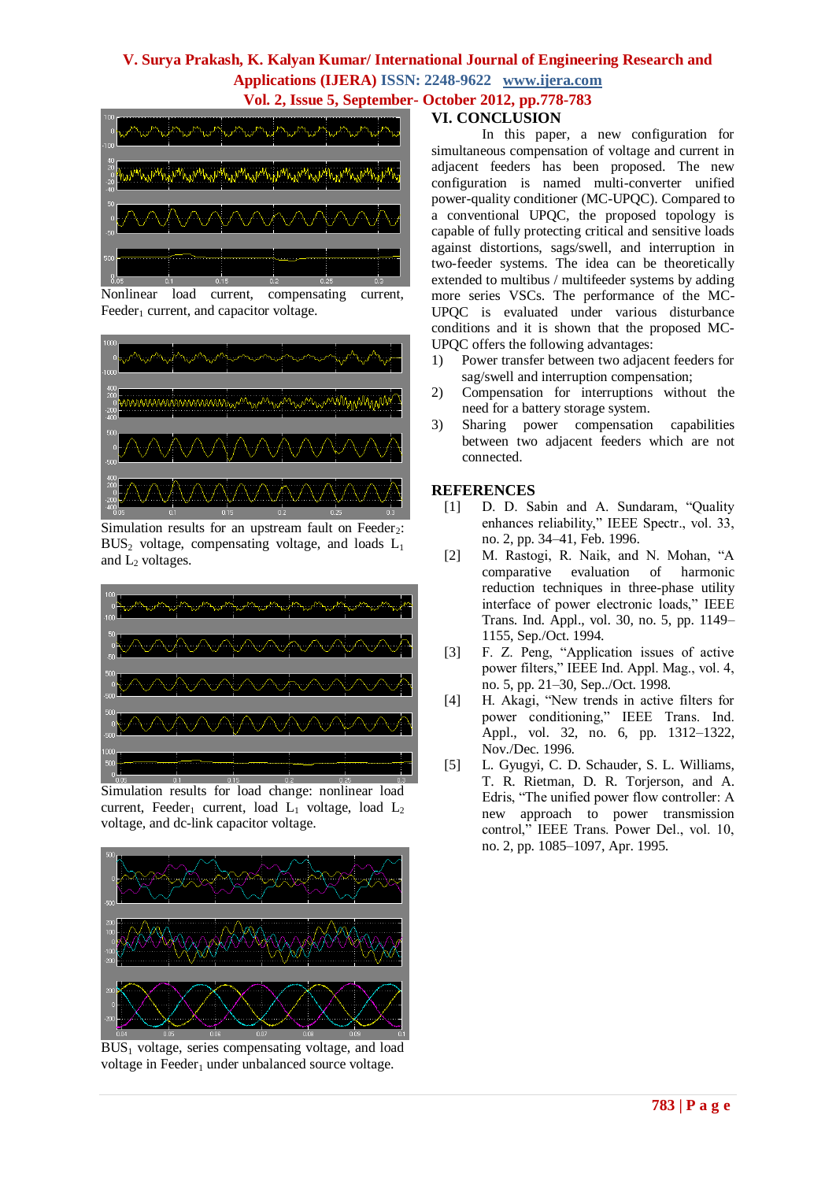Nonlinear load current, compensating current, $Feeder_1$ current, and capacitor voltage.

Simulation results for an upstream fault on $Feeder_2$: $BUS_2$ voltage, compensating voltage, and loads $L_1$ and $L_2$ voltages.

Simulation results for load change: nonlinear load current, $Feeder_1$ current, load $L_1$ voltage, load $L_2$ voltage, and dc-link capacitor voltage.

$BUS_1$ voltage, series compensating voltage, and load voltage in $Feeder_1$ under unbalanced source voltage.

## VI. CONCLUSION

In this paper, a new configuration for simultaneous compensation of voltage and current in adjacent feeders has been proposed. The new configuration is named multi-converter unified power-quality conditioner (MC-UPQC). Compared to a conventional UPQC, the proposed topology is capable of fully protecting critical and sensitive loads against distortions, sags/swell, and interruption in two-feeder systems. The idea can be theoretically extended to multibus / multifeeder systems by adding more series VSCs. The performance of the MC-UPQC is evaluated under various disturbance conditions and it is shown that the proposed MC-UPQC offers the following advantages:

1) Power transfer between two adjacent feeders for sag/swell and interruption compensation;
2) Compensation for interruptions without the need for a battery storage system.
3) Sharing power compensation capabilities between two adjacent feeders which are not connected.

## REFERENCES

[1] D. D. Sabin and A. Sundaram, "Quality enhances reliability," IEEE Spectr., vol. 33, no. 2, pp. 34–41, Feb. 1996.

[2] M. Rastogi, R. Naik, and N. Mohan, "A comparative evaluation of harmonic reduction techniques in three-phase utility interface of power electronic loads," IEEE Trans. Ind. Appl., vol. 30, no. 5, pp. 1149–1155, Sep./Oct. 1994.

[3] F. Z. Peng, "Application issues of active power filters," IEEE Ind. Appl. Mag., vol. 4, no. 5, pp. 21–30, Sep../Oct. 1998.

[4] H. Akagi, "New trends in active filters for power conditioning," IEEE Trans. Ind. Appl., vol. 32, no. 6, pp. 1312–1322, Nov./Dec. 1996.

[5] L. Gyugyi, C. D. Schauder, S. L. Williams, T. R. Rietman, D. R. Torjerson, and A. Edris, "The unified power flow controller: A new approach to power transmission control," IEEE Trans. Power Del., vol. 10, no. 2, pp. 1085–1097, Apr. 1995.